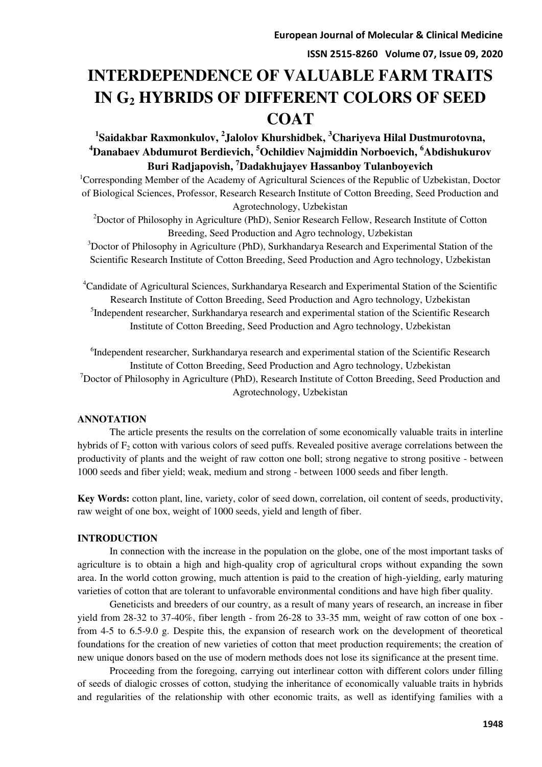# INTERDEPENDENCE OF VALUABLE FARM TRAITS IN $G_2$ HYBRIDS OF DIFFERENT COLORS OF SEED COAT

**[1]Saidakbar Raxmonkulov, [2]Jalolov Khurshidbek, [3]Chariyeva Hilal Dustmurotovna, [4]Danabaev Abdumurot Berdievich, [5]Ochildiev Najmiddin Norboevich, [6]Abdishukurov Buri Radjapovish, [7]Dadakhujayev Hassanboy Tulanboyevich**

[1]Corresponding Member of the Academy of Agricultural Sciences of the Republic of Uzbekistan, Doctor of Biological Sciences, Professor, Research Research Institute of Cotton Breeding, Seed Production and Agrotechnology, Uzbekistan

[2]Doctor of Philosophy in Agriculture (PhD), Senior Research Fellow, Research Institute of Cotton Breeding, Seed Production and Agro technology, Uzbekistan

[3]Doctor of Philosophy in Agriculture (PhD), Surkhandarya Research and Experimental Station of the Scientific Research Institute of Cotton Breeding, Seed Production and Agro technology, Uzbekistan

[4]Candidate of Agricultural Sciences, Surkhandarya Research and Experimental Station of the Scientific Research Institute of Cotton Breeding, Seed Production and Agro technology, Uzbekistan

[5]Independent researcher, Surkhandarya research and experimental station of the Scientific Research Institute of Cotton Breeding, Seed Production and Agro technology, Uzbekistan

[6]Independent researcher, Surkhandarya research and experimental station of the Scientific Research Institute of Cotton Breeding, Seed Production and Agro technology, Uzbekistan

[7]Doctor of Philosophy in Agriculture (PhD), Research Institute of Cotton Breeding, Seed Production and Agrotechnology, Uzbekistan

## ANNOTATION

The article presents the results on the correlation of some economically valuable traits in interline hybrids of $F_2$ cotton with various colors of seed puffs. Revealed positive average correlations between the productivity of plants and the weight of raw cotton one boll; strong negative to strong positive - between 1000 seeds and fiber yield; weak, medium and strong - between 1000 seeds and fiber length.

**Key Words:** cotton plant, line, variety, color of seed down, correlation, oil content of seeds, productivity, raw weight of one box, weight of 1000 seeds, yield and length of fiber.

## INTRODUCTION

In connection with the increase in the population on the globe, one of the most important tasks of agriculture is to obtain a high and high-quality crop of agricultural crops without expanding the sown area. In the world cotton growing, much attention is paid to the creation of high-yielding, early maturing varieties of cotton that are tolerant to unfavorable environmental conditions and have high fiber quality.

Geneticists and breeders of our country, as a result of many years of research, an increase in fiber yield from 28-32 to 37-40%, fiber length - from 26-28 to 33-35 mm, weight of raw cotton of one box - from 4-5 to 6.5-9.0 g. Despite this, the expansion of research work on the development of theoretical foundations for the creation of new varieties of cotton that meet production requirements; the creation of new unique donors based on the use of modern methods does not lose its significance at the present time.

Proceeding from the foregoing, carrying out interlinear cotton with different colors under filling of seeds of dialogic crosses of cotton, studying the inheritance of economically valuable traits in hybrids and regularities of the relationship with other economic traits, as well as identifying families with a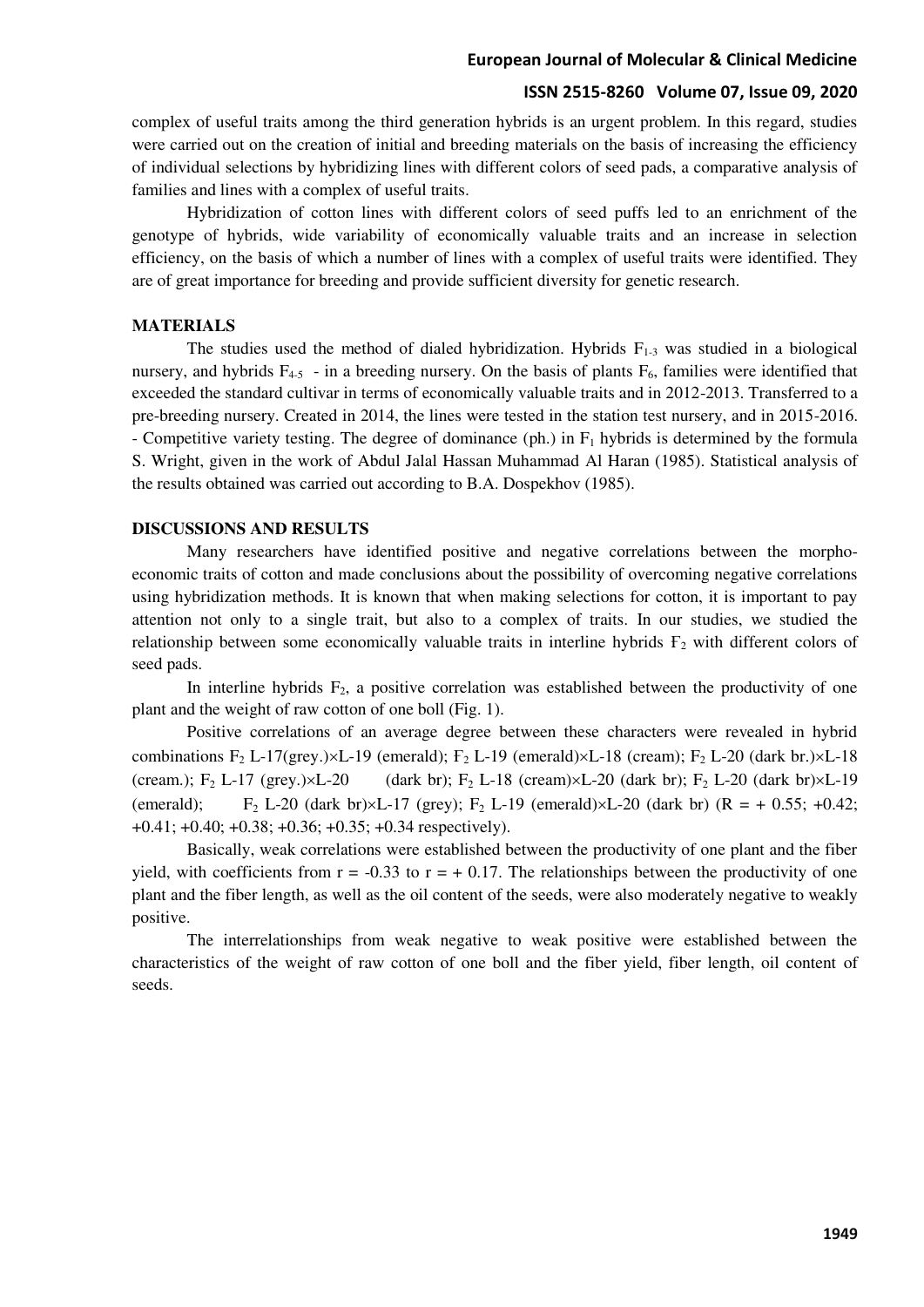complex of useful traits among the third generation hybrids is an urgent problem. In this regard, studies were carried out on the creation of initial and breeding materials on the basis of increasing the efficiency of individual selections by hybridizing lines with different colors of seed pads, a comparative analysis of families and lines with a complex of useful traits.

Hybridization of cotton lines with different colors of seed puffs led to an enrichment of the genotype of hybrids, wide variability of economically valuable traits and an increase in selection efficiency, on the basis of which a number of lines with a complex of useful traits were identified. They are of great importance for breeding and provide sufficient diversity for genetic research.

## MATERIALS

The studies used the method of dialed hybridization. Hybrids $F_{1-3}$ was studied in a biological nursery, and hybrids $F_{4-5}$ - in a breeding nursery. On the basis of plants $F_6$, families were identified that exceeded the standard cultivar in terms of economically valuable traits and in 2012-2013. Transferred to a pre-breeding nursery. Created in 2014, the lines were tested in the station test nursery, and in 2015-2016. - Competitive variety testing. The degree of dominance (ph.) in $F_1$ hybrids is determined by the formula S. Wright, given in the work of Abdul Jalal Hassan Muhammad Al Haran (1985). Statistical analysis of the results obtained was carried out according to B.A. Dospekhov (1985).

## DISCUSSIONS AND RESULTS

Many researchers have identified positive and negative correlations between the morpho-economic traits of cotton and made conclusions about the possibility of overcoming negative correlations using hybridization methods. It is known that when making selections for cotton, it is important to pay attention not only to a single trait, but also to a complex of traits. In our studies, we studied the relationship between some economically valuable traits in interline hybrids $F_2$ with different colors of seed pads.

In interline hybrids $F_2$, a positive correlation was established between the productivity of one plant and the weight of raw cotton of one boll (Fig. 1).

Positive correlations of an average degree between these characters were revealed in hybrid combinations $F_2$ L-17(grey.)×L-19 (emerald); $F_2$ L-19 (emerald)×L-18 (cream); $F_2$ L-20 (dark br.)×L-18 (cream.); $F_2$ L-17 (grey.)×L-20 (dark br); $F_2$ L-18 (cream)×L-20 (dark br); $F_2$ L-20 (dark br)×L-19 (emerald); $F_2$ L-20 (dark br)×L-17 (grey); $F_2$ L-19 (emerald)×L-20 (dark br) (R = + 0.55; +0.42; +0.41; +0.40; +0.38; +0.36; +0.35; +0.34 respectively).

Basically, weak correlations were established between the productivity of one plant and the fiber yield, with coefficients from $r = -0.33$ to $r = +0.17$. The relationships between the productivity of one plant and the fiber length, as well as the oil content of the seeds, were also moderately negative to weakly positive.

The interrelationships from weak negative to weak positive were established between the characteristics of the weight of raw cotton of one boll and the fiber yield, fiber length, oil content of seeds.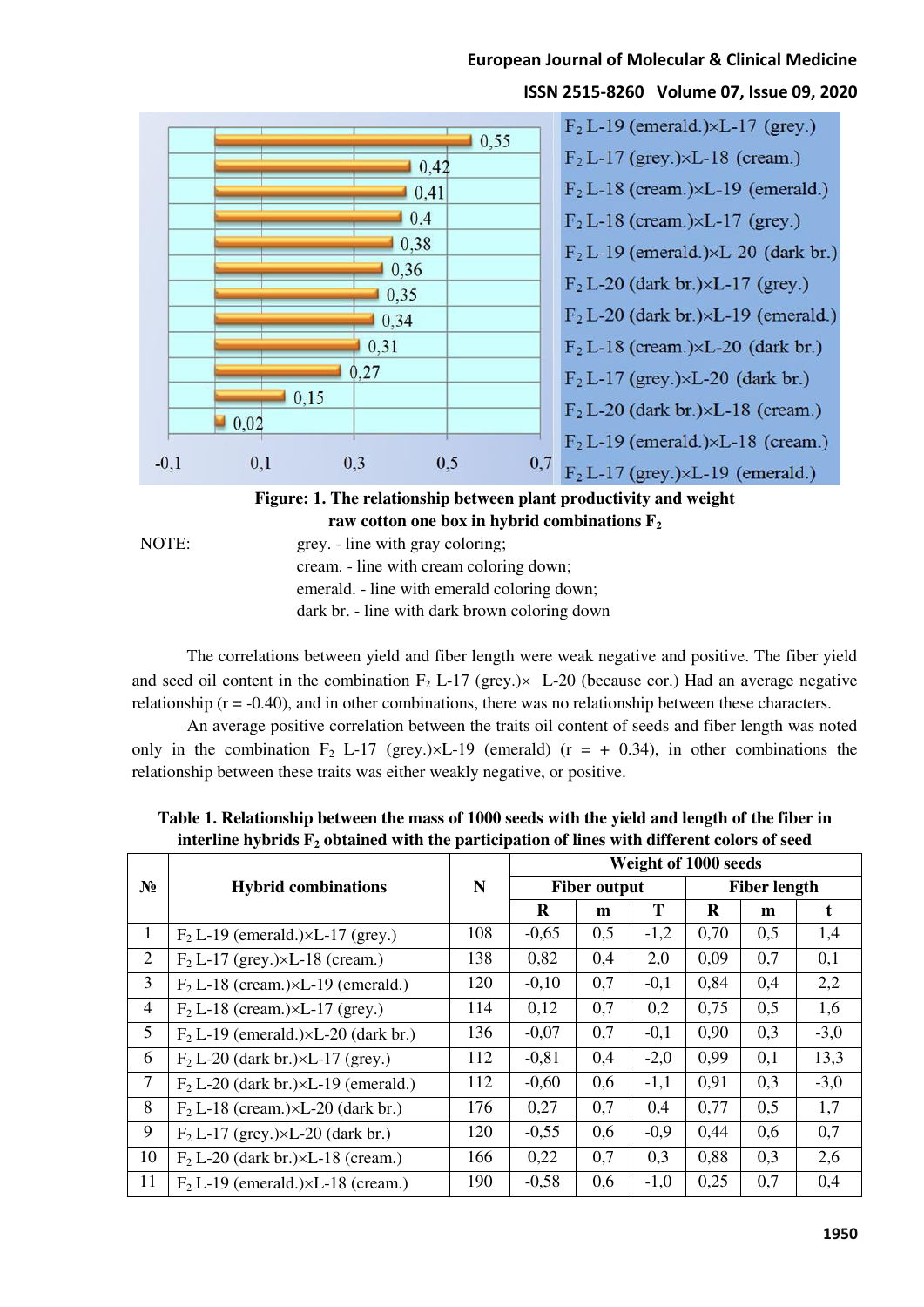| Hybrid combination | Value |
|---|---|
| $F_2$ L-19 (emerald.)×L-17 (grey.) | 0,55 |
| $F_2$ L-17 (grey.)×L-18 (cream.) | 0,42 |
| $F_2$ L-18 (cream.)×L-19 (emerald.) | 0,41 |
| $F_2$ L-18 (cream.)×L-17 (grey.) | 0,4 |
| $F_2$ L-19 (emerald.)×L-20 (dark br.) | 0,38 |
| $F_2$ L-20 (dark br.)×L-17 (grey.) | 0,36 |
| $F_2$ L-20 (dark br.)×L-19 (emerald.) | 0,35 |
| $F_2$ L-18 (cream.)×L-20 (dark br.) | 0,34 |
| $F_2$ L-17 (grey.)×L-20 (dark br.) | 0,31 |
| $F_2$ L-20 (dark br.)×L-18 (cream.) | 0,27 |
| $F_2$ L-19 (emerald.)×L-18 (cream.) | 0,15 |
| $F_2$ L-17 (grey.)×L-19 (emerald.) | 0,02 |

**Figure: 1. The relationship between plant productivity and weight raw cotton one box in hybrid combinations $F_2$**

NOTE:
grey. - line with gray coloring;
cream. - line with cream coloring down;
emerald. - line with emerald coloring down;
dark br. - line with dark brown coloring down

The correlations between yield and fiber length were weak negative and positive. The fiber yield and seed oil content in the combination $F_2$ L-17 (grey.)× L-20 (because cor.) Had an average negative relationship ($r = -0.40$), and in other combinations, there was no relationship between these characters.

An average positive correlation between the traits oil content of seeds and fiber length was noted only in the combination $F_2$ L-17 (grey.)×L-19 (emerald) ($r = + 0.34$), in other combinations the relationship between these traits was either weakly negative, or positive.

**Table 1. Relationship between the mass of 1000 seeds with the yield and length of the fiber in interline hybrids $F_2$ obtained with the participation of lines with different colors of seed**

| № | Hybrid combinations | N | Weight of 1000 seeds | | | | | |
|---|---|---|---|---|---|---|---|---|
| | | | Fiber output | | | Fiber length | | |
| | | | R | m | T | R | m | t |
| 1 | $F_2$ L-19 (emerald.)×L-17 (grey.) | 108 | -0,65 | 0,5 | -1,2 | 0,70 | 0,5 | 1,4 |
| 2 | $F_2$ L-17 (grey.)×L-18 (cream.) | 138 | 0,82 | 0,4 | 2,0 | 0,09 | 0,7 | 0,1 |
| 3 | $F_2$ L-18 (cream.)×L-19 (emerald.) | 120 | -0,10 | 0,7 | -0,1 | 0,84 | 0,4 | 2,2 |
| 4 | $F_2$ L-18 (cream.)×L-17 (grey.) | 114 | 0,12 | 0,7 | 0,2 | 0,75 | 0,5 | 1,6 |
| 5 | $F_2$ L-19 (emerald.)×L-20 (dark br.) | 136 | -0,07 | 0,7 | -0,1 | 0,90 | 0,3 | -3,0 |
| 6 | $F_2$ L-20 (dark br.)×L-17 (grey.) | 112 | -0,81 | 0,4 | -2,0 | 0,99 | 0,1 | 13,3 |
| 7 | $F_2$ L-20 (dark br.)×L-19 (emerald.) | 112 | -0,60 | 0,6 | -1,1 | 0,91 | 0,3 | -3,0 |
| 8 | $F_2$ L-18 (cream.)×L-20 (dark br.) | 176 | 0,27 | 0,7 | 0,4 | 0,77 | 0,5 | 1,7 |
| 9 | $F_2$ L-17 (grey.)×L-20 (dark br.) | 120 | -0,55 | 0,6 | -0,9 | 0,44 | 0,6 | 0,7 |
| 10 | $F_2$ L-20 (dark br.)×L-18 (cream.) | 166 | 0,22 | 0,7 | 0,3 | 0,88 | 0,3 | 2,6 |
| 11 | $F_2$ L-19 (emerald.)×L-18 (cream.) | 190 | -0,58 | 0,6 | -1,0 | 0,25 | 0,7 | 0,4 |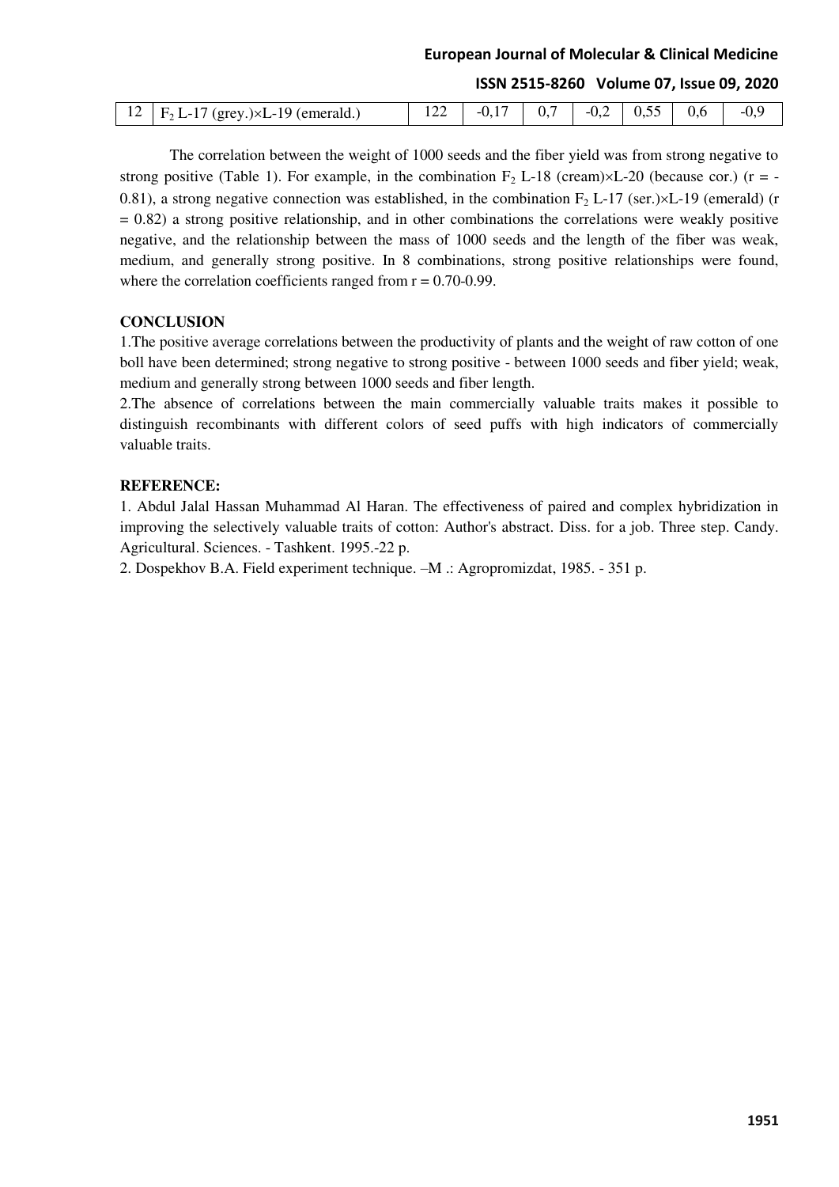| | | | | | | | | |
|---|---|---|---|---|---|---|---|---|
| 12 | $F_2$ L-17 (grey.)×L-19 (emerald.) | 122 | -0,17 | 0,7 | -0,2 | 0,55 | 0,6 | -0,9 |

The correlation between the weight of 1000 seeds and the fiber yield was from strong negative to strong positive (Table 1). For example, in the combination $F_2$ L-18 (cream)×L-20 (because cor.) (r = -0.81), a strong negative connection was established, in the combination $F_2$ L-17 (ser.)×L-19 (emerald) (r = 0.82) a strong positive relationship, and in other combinations the correlations were weakly positive negative, and the relationship between the mass of 1000 seeds and the length of the fiber was weak, medium, and generally strong positive. In 8 combinations, strong positive relationships were found, where the correlation coefficients ranged from r = 0.70-0.99.

**CONCLUSION**

1.The positive average correlations between the productivity of plants and the weight of raw cotton of one boll have been determined; strong negative to strong positive - between 1000 seeds and fiber yield; weak, medium and generally strong between 1000 seeds and fiber length.

2.The absence of correlations between the main commercially valuable traits makes it possible to distinguish recombinants with different colors of seed puffs with high indicators of commercially valuable traits.

**REFERENCE:**

1. Abdul Jalal Hassan Muhammad Al Haran. The effectiveness of paired and complex hybridization in improving the selectively valuable traits of cotton: Author's abstract. Diss. for a job. Three step. Candy. Agricultural. Sciences. - Tashkent. 1995.-22 p.
2. Dospekhov B.A. Field experiment technique. –M .: Agropromizdat, 1985. - 351 p.